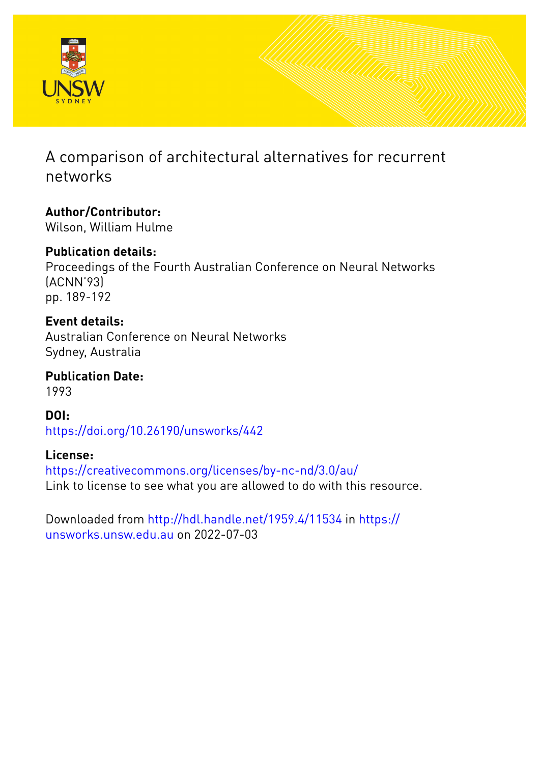# A comparison of architectural alternatives for recurrent networks

**Author/Contributor:**
Wilson, William Hulme

**Publication details:**
Proceedings of the Fourth Australian Conference on Neural Networks (ACNN'93)
pp. 189-192

**Event details:**
Australian Conference on Neural Networks
Sydney, Australia

**Publication Date:**
1993

**DOI:**
https://doi.org/10.26190/unsworks/442

**License:**
https://creativecommons.org/licenses/by-nc-nd/3.0/au/
Link to license to see what you are allowed to do with this resource.

Downloaded from http://hdl.handle.net/1959.4/11534 in https://unsworks.unsw.edu.au on 2022-07-03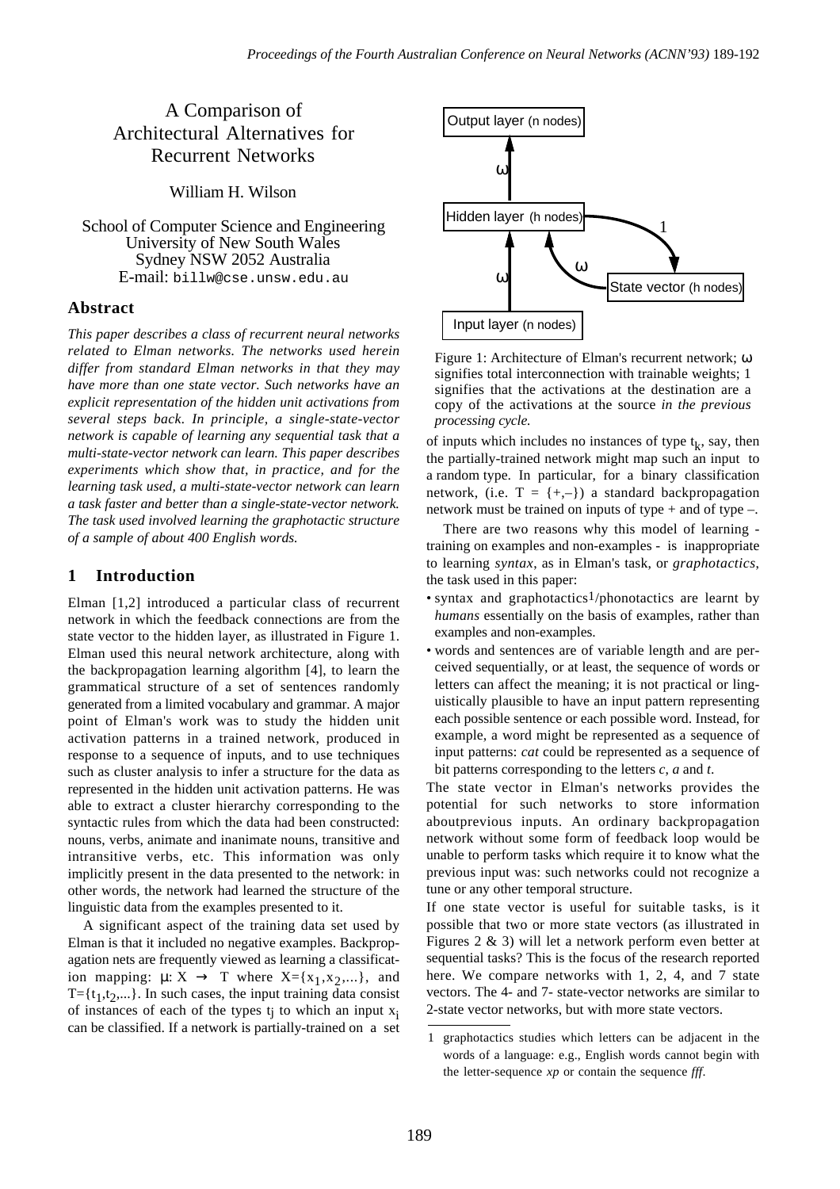# A Comparison of Architectural Alternatives for Recurrent Networks

William H. Wilson

School of Computer Science and Engineering
University of New South Wales
Sydney NSW 2052 Australia
E-mail: billw@cse.unsw.edu.au

## Abstract

*This paper describes a class of recurrent neural networks related to Elman networks. The networks used herein differ from standard Elman networks in that they may have more than one state vector. Such networks have an explicit representation of the hidden unit activations from several steps back. In principle, a single-state-vector network is capable of learning any sequential task that a multi-state-vector network can learn. This paper describes experiments which show that, in practice, and for the learning task used, a multi-state-vector network can learn a task faster and better than a single-state-vector network. The task used involved learning the graphotactic structure of a sample of about 400 English words.*

## 1 Introduction

Elman [1,2] introduced a particular class of recurrent network in which the feedback connections are from the state vector to the hidden layer, as illustrated in Figure 1. Elman used this neural network architecture, along with the backpropagation learning algorithm [4], to learn the grammatical structure of a set of sentences randomly generated from a limited vocabulary and grammar. A major point of Elman's work was to study the hidden unit activation patterns in a trained network, produced in response to a sequence of inputs, and to use techniques such as cluster analysis to infer a structure for the data as represented in the hidden unit activation patterns. He was able to extract a cluster hierarchy corresponding to the syntactic rules from which the data had been constructed: nouns, verbs, animate and inanimate nouns, transitive and intransitive verbs, etc. This information was only implicitly present in the data presented to the network: in other words, the network had learned the structure of the linguistic data from the examples presented to it.

A significant aspect of the training data set used by Elman is that it included no negative examples. Backpropagation nets are frequently viewed as learning a classification mapping: $\mu: X \rightarrow T$ where $X=\{x_1,x_2,...\}$, and $T=\{t_1,t_2,...\}$. In such cases, the input training data consist of instances of each of the types $t_j$ to which an input $x_i$ can be classified. If a network is partially-trained on a set of inputs which includes no instances of type $t_k$, say, then the partially-trained network might map such an input to a random type. In particular, for a binary classification network, (i.e. $T = \{+,–\}$) a standard backpropagation network must be trained on inputs of type + and of type –.

Output layer (n nodes)
ω
Hidden layer (h nodes)
1
ω
ω
State vector (h nodes)
Input layer (n nodes)

Figure 1: Architecture of Elman's recurrent network; ω signifies total interconnection with trainable weights; 1 signifies that the activations at the destination are a copy of the activations at the source *in the previous processing cycle.*

There are two reasons why this model of learning - training on examples and non-examples - is inappropriate to learning *syntax*, as in Elman's task, or *graphotactics*, the task used in this paper:

- syntax and graphotactics[1]/phonotactics are learnt by *humans* essentially on the basis of examples, rather than examples and non-examples.
- words and sentences are of variable length and are perceived sequentially, or at least, the sequence of words or letters can affect the meaning; it is not practical or linguistically plausible to have an input pattern representing each possible sentence or each possible word. Instead, for example, a word might be represented as a sequence of input patterns: *cat* could be represented as a sequence of bit patterns corresponding to the letters *c*, *a* and *t*.

The state vector in Elman's networks provides the potential for such networks to store information aboutprevious inputs. An ordinary backpropagation network without some form of feedback loop would be unable to perform tasks which require it to know what the previous input was: such networks could not recognize a tune or any other temporal structure.

If one state vector is useful for suitable tasks, is it possible that two or more state vectors (as illustrated in Figures 2 & 3) will let a network perform even better at sequential tasks? This is the focus of the research reported here. We compare networks with 1, 2, 4, and 7 state vectors. The 4- and 7- state-vector networks are similar to 2-state vector networks, but with more state vectors.

[1] graphotactics studies which letters can be adjacent in the words of a language: e.g., English words cannot begin with the letter-sequence *xp* or contain the sequence *fff*.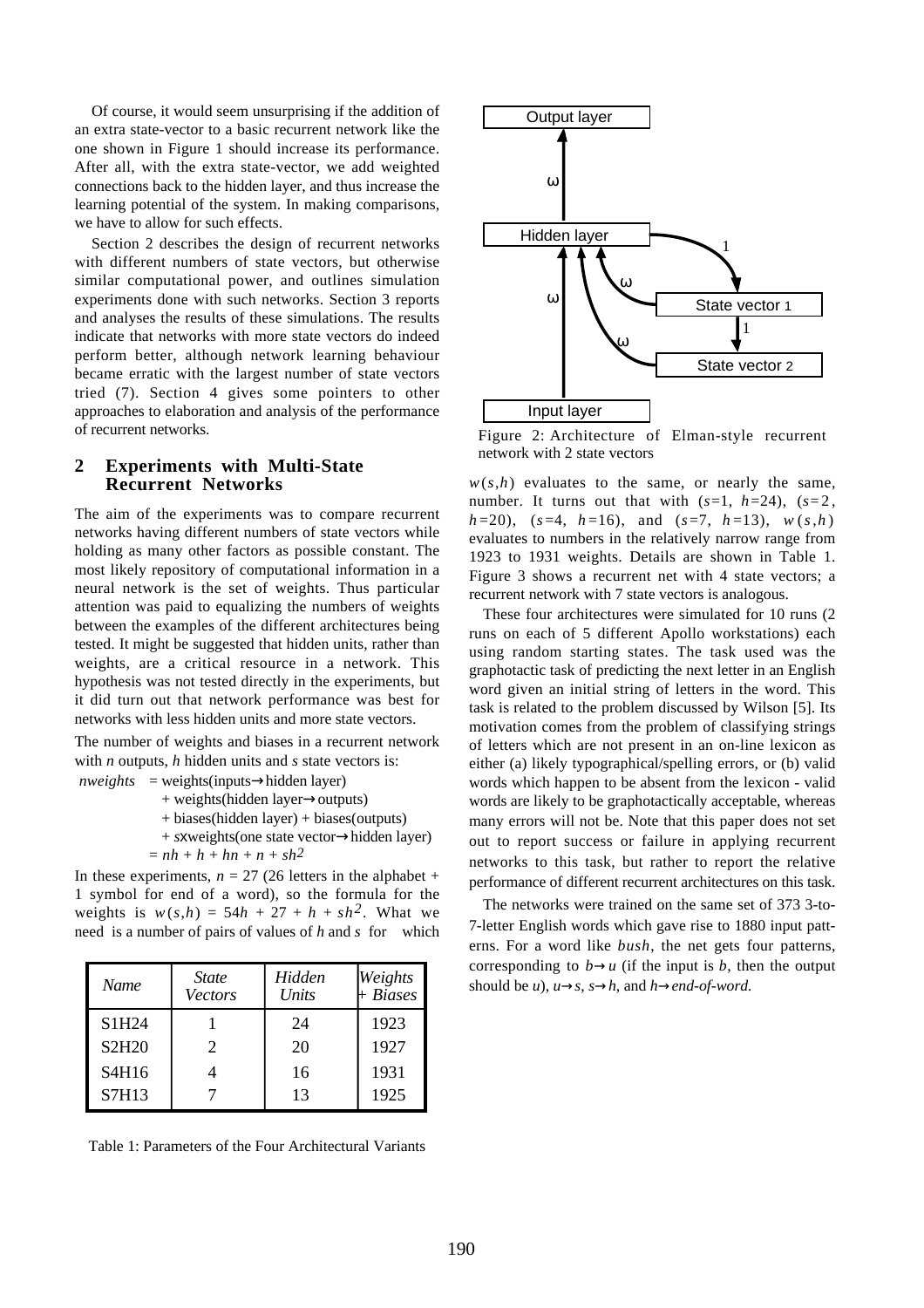Of course, it would seem unsurprising if the addition of an extra state-vector to a basic recurrent network like the one shown in Figure 1 should increase its performance. After all, with the extra state-vector, we add weighted connections back to the hidden layer, and thus increase the learning potential of the system. In making comparisons, we have to allow for such effects.

Section 2 describes the design of recurrent networks with different numbers of state vectors, but otherwise similar computational power, and outlines simulation experiments done with such networks. Section 3 reports and analyses the results of these simulations. The results indicate that networks with more state vectors do indeed perform better, although network learning behaviour became erratic with the largest number of state vectors tried (7). Section 4 gives some pointers to other approaches to elaboration and analysis of the performance of recurrent networks.

## 2 Experiments with Multi-State Recurrent Networks

The aim of the experiments was to compare recurrent networks having different numbers of state vectors while holding as many other factors as possible constant. The most likely repository of computational information in a neural network is the set of weights. Thus particular attention was paid to equalizing the numbers of weights between the examples of the different architectures being tested. It might be suggested that hidden units, rather than weights, are a critical resource in a network. This hypothesis was not tested directly in the experiments, but it did turn out that network performance was best for networks with less hidden units and more state vectors.

The number of weights and biases in a recurrent network with $n$ outputs, $h$ hidden units and $s$ state vectors is:

*nweights* = weights(inputs→hidden layer)
+ weights(hidden layer→outputs)
+ biases(hidden layer) + biases(outputs)
+ $s$×weights(one state vector→hidden layer)
$= nh + h + hn + n + sh^2$

In these experiments, $n = 27$ (26 letters in the alphabet + 1 symbol for end of a word), so the formula for the weights is $w(s,h) = 54h + 27 + h + sh^2$. What we need is a number of pairs of values of $h$ and $s$ for which

| *Name* | *State Vectors* | *Hidden Units* | *Weights + Biases* |
|---|---|---|---|
| S1H24 | 1 | 24 | 1923 |
| S2H20 | 2 | 20 | 1927 |
| S4H16 | 4 | 16 | 1931 |
| S7H13 | 7 | 13 | 1925 |

Table 1: Parameters of the Four Architectural Variants

Output layer
ω
Hidden layer
1
ω
ω
State vector 1
1
ω
State vector 2
Input layer

Figure 2: Architecture of Elman-style recurrent network with 2 state vectors

$w(s,h)$ evaluates to the same, or nearly the same, number. It turns out that with ($s$=1, $h$=24), ($s$=2, $h$=20), ($s$=4, $h$=16), and ($s$=7, $h$=13), $w(s,h)$ evaluates to numbers in the relatively narrow range from 1923 to 1931 weights. Details are shown in Table 1. Figure 3 shows a recurrent net with 4 state vectors; a recurrent network with 7 state vectors is analogous.

These four architectures were simulated for 10 runs (2 runs on each of 5 different Apollo workstations) each using random starting states. The task used was the graphotactic task of predicting the next letter in an English word given an initial string of letters in the word. This task is related to the problem discussed by Wilson [5]. Its motivation comes from the problem of classifying strings of letters which are not present in an on-line lexicon as either (a) likely typographical/spelling errors, or (b) valid words which happen to be absent from the lexicon - valid words are likely to be graphotactically acceptable, whereas many errors will not be. Note that this paper does not set out to report success or failure in applying recurrent networks to this task, but rather to report the relative performance of different recurrent architectures on this task.

The networks were trained on the same set of 373 3-to-7-letter English words which gave rise to 1880 input patterns. For a word like *bush*, the net gets four patterns, corresponding to *b*→*u* (if the input is *b*, then the output should be *u*), *u*→*s*, *s*→*h*, and *h*→*end-of-word.*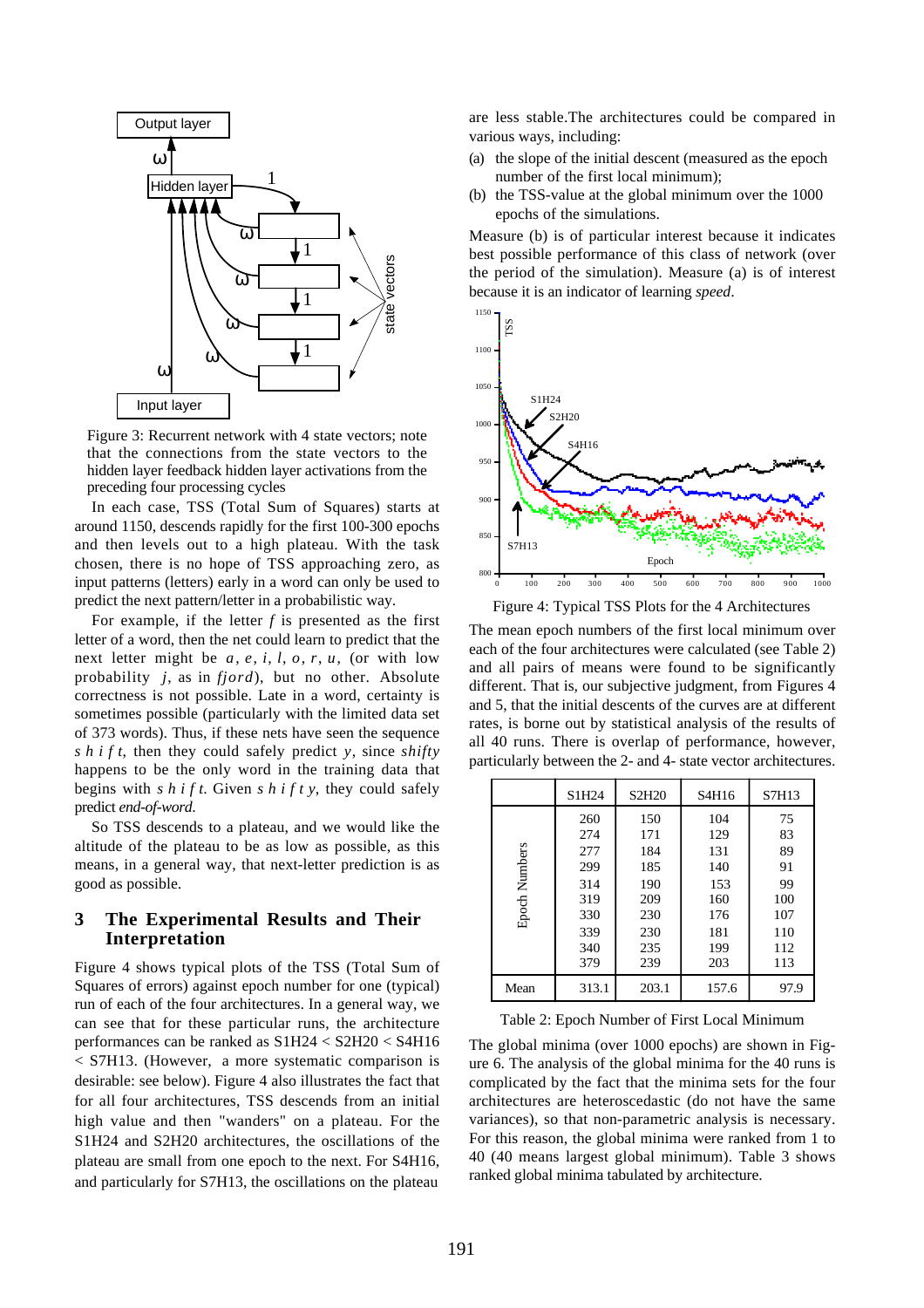Output layer

ω

Hidden layer

1

ω

1

ω

1

ω

1

ω

ω

Input layer

state vectors

Figure 3: Recurrent network with 4 state vectors; note that the connections from the state vectors to the hidden layer feedback hidden layer activations from the preceding four processing cycles

In each case, TSS (Total Sum of Squares) starts at around 1150, descends rapidly for the first 100-300 epochs and then levels out to a high plateau. With the task chosen, there is no hope of TSS approaching zero, as input patterns (letters) early in a word can only be used to predict the next pattern/letter in a probabilistic way.

For example, if the letter *f* is presented as the first letter of a word, then the net could learn to predict that the next letter might be *a*, *e*, *i*, *l*, *o*, *r*, *u*, (or with low probability *j*, as in *fjord*), but no other. Absolute correctness is not possible. Late in a word, certainty is sometimes possible (particularly with the limited data set of 373 words). Thus, if these nets have seen the sequence *s h i f t*, then they could safely predict *y*, since *shifty* happens to be the only word in the training data that begins with *s h i f t*. Given *s h i f t y*, they could safely predict *end-of-word*.

So TSS descends to a plateau, and we would like the altitude of the plateau to be as low as possible, as this means, in a general way, that next-letter prediction is as good as possible.

## 3 The Experimental Results and Their Interpretation

Figure 4 shows typical plots of the TSS (Total Sum of Squares of errors) against epoch number for one (typical) run of each of the four architectures. In a general way, we can see that for these particular runs, the architecture performances can be ranked as S1H24 < S2H20 < S4H16 < S7H13. (However, a more systematic comparison is desirable: see below). Figure 4 also illustrates the fact that for all four architectures, TSS descends from an initial high value and then "wanders" on a plateau. For the S1H24 and S2H20 architectures, the oscillations of the plateau are small from one epoch to the next. For S4H16, and particularly for S7H13, the oscillations on the plateau are less stable.The architectures could be compared in various ways, including:

(a) the slope of the initial descent (measured as the epoch number of the first local minimum);
(b) the TSS-value at the global minimum over the 1000 epochs of the simulations.

Measure (b) is of particular interest because it indicates best possible performance of this class of network (over the period of the simulation). Measure (a) is of interest because it is an indicator of learning *speed*.

TSS

1150
1100
1050
1000
950
900
850
800

S1H24
S2H20
S4H16
S7H13

Epoch

0 100 200 300 400 500 600 700 800 900 1000

Figure 4: Typical TSS Plots for the 4 Architectures

The mean epoch numbers of the first local minimum over each of the four architectures were calculated (see Table 2) and all pairs of means were found to be significantly different. That is, our subjective judgment, from Figures 4 and 5, that the initial descents of the curves are at different rates, is borne out by statistical analysis of the results of all 40 runs. There is overlap of performance, however, particularly between the 2- and 4- state vector architectures.

| | S1H24 | S2H20 | S4H16 | S7H13 |
|---|---|---|---|---|
| Epoch Numbers | 260 | 150 | 104 | 75 |
| | 274 | 171 | 129 | 83 |
| | 277 | 184 | 131 | 89 |
| | 299 | 185 | 140 | 91 |
| | 314 | 190 | 153 | 99 |
| | 319 | 209 | 160 | 100 |
| | 330 | 230 | 176 | 107 |
| | 339 | 230 | 181 | 110 |
| | 340 | 235 | 199 | 112 |
| | 379 | 239 | 203 | 113 |
| Mean | 313.1 | 203.1 | 157.6 | 97.9 |

Table 2: Epoch Number of First Local Minimum

The global minima (over 1000 epochs) are shown in Figure 6. The analysis of the global minima for the 40 runs is complicated by the fact that the minima sets for the four architectures are heteroscedastic (do not have the same variances), so that non-parametric analysis is necessary. For this reason, the global minima were ranked from 1 to 40 (40 means largest global minimum). Table 3 shows ranked global minima tabulated by architecture.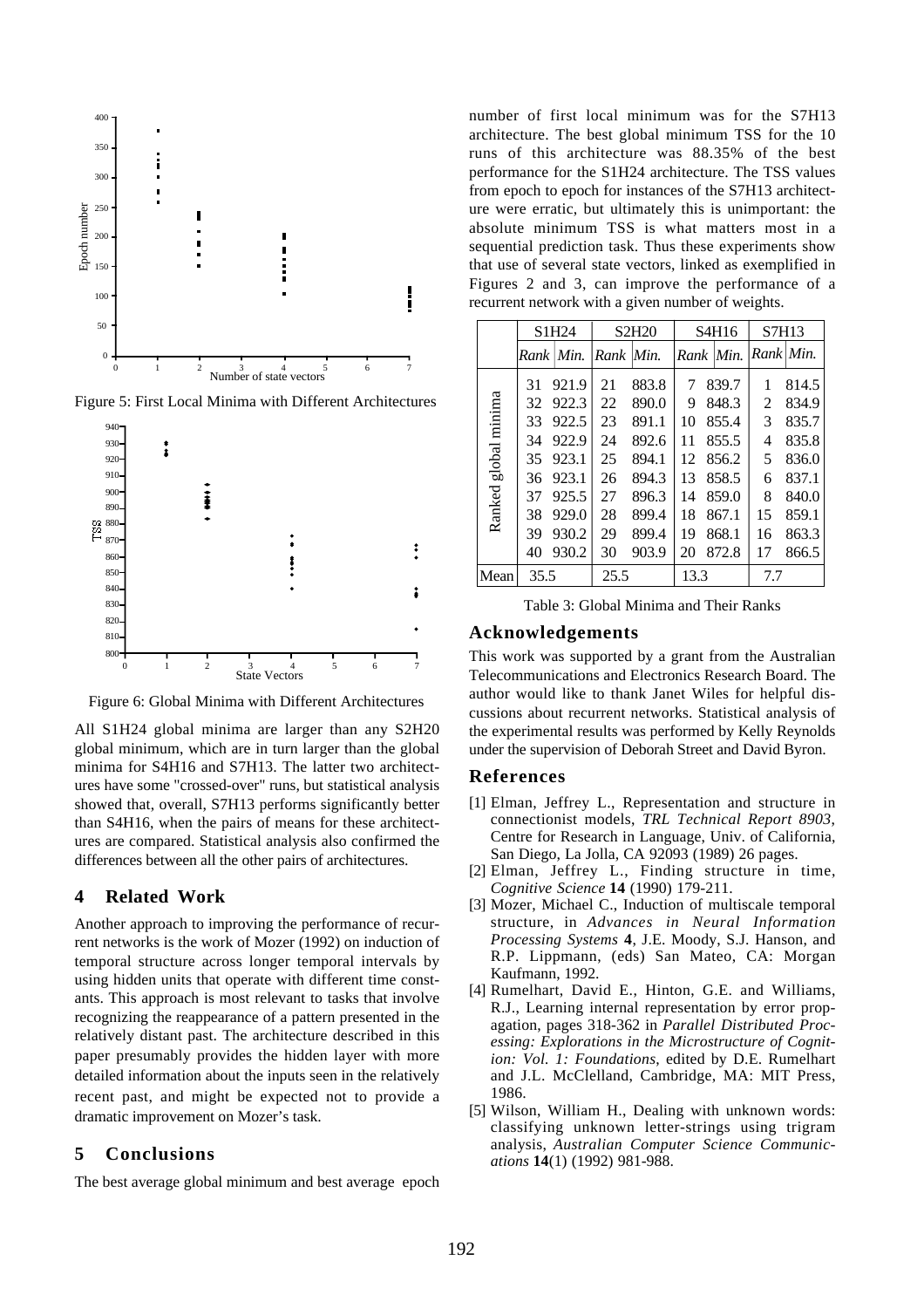400
350
300
250
200
150
100
50
0
Epoch number
0 1 2 3 4 5 6 7
Number of state vectors

Figure 5: First Local Minima with Different Architectures

940
930
920
910
900
890
880
870
860
850
840
830
820
810
800
TSS
0 1 2 3 4 5 6 7
State Vectors

Figure 6: Global Minima with Different Architectures

All S1H24 global minima are larger than any S2H20 global minimum, which are in turn larger than the global minima for S4H16 and S7H13. The latter two architectures have some "crossed-over" runs, but statistical analysis showed that, overall, S7H13 performs significantly better than S4H16, when the pairs of means for these architectures are compared. Statistical analysis also confirmed the differences between all the other pairs of architectures.

## 4 Related Work

Another approach to improving the performance of recurrent networks is the work of Mozer (1992) on induction of temporal structure across longer temporal intervals by using hidden units that operate with different time constants. This approach is most relevant to tasks that involve recognizing the reappearance of a pattern presented in the relatively distant past. The architecture described in this paper presumably provides the hidden layer with more detailed information about the inputs seen in the relatively recent past, and might be expected not to provide a dramatic improvement on Mozer's task.

## 5 Conclusions

The best average global minimum and best average epoch number of first local minimum was for the S7H13 architecture. The best global minimum TSS for the 10 runs of this architecture was 88.35% of the best performance for the S1H24 architecture. The TSS values from epoch to epoch for instances of the S7H13 architecture were erratic, but ultimately this is unimportant: the absolute minimum TSS is what matters most in a sequential prediction task. Thus these experiments show that use of several state vectors, linked as exemplified in Figures 2 and 3, can improve the performance of a recurrent network with a given number of weights.

| | S1H24 | | S2H20 | | S4H16 | | S7H13 | |
|---|---|---|---|---|---|---|---|---|
| | *Rank* | *Min.* | *Rank* | *Min.* | *Rank* | *Min.* | *Rank* | *Min.* |
| Ranked global minima | 31 | 921.9 | 21 | 883.8 | 7 | 839.7 | 1 | 814.5 |
| | 32 | 922.3 | 22 | 890.0 | 9 | 848.3 | 2 | 834.9 |
| | 33 | 922.5 | 23 | 891.1 | 10 | 855.4 | 3 | 835.7 |
| | 34 | 922.9 | 24 | 892.6 | 11 | 855.5 | 4 | 835.8 |
| | 35 | 923.1 | 25 | 894.1 | 12 | 856.2 | 5 | 836.0 |
| | 36 | 923.1 | 26 | 894.3 | 13 | 858.5 | 6 | 837.1 |
| | 37 | 925.5 | 27 | 896.3 | 14 | 859.0 | 8 | 840.0 |
| | 38 | 929.0 | 28 | 899.4 | 18 | 867.1 | 15 | 859.1 |
| | 39 | 930.2 | 29 | 899.4 | 19 | 868.1 | 16 | 863.3 |
| | 40 | 930.2 | 30 | 903.9 | 20 | 872.8 | 17 | 866.5 |
| Mean | 35.5 | | 25.5 | | 13.3 | | 7.7 | |

Table 3: Global Minima and Their Ranks

## Acknowledgements

This work was supported by a grant from the Australian Telecommunications and Electronics Research Board. The author would like to thank Janet Wiles for helpful discussions about recurrent networks. Statistical analysis of the experimental results was performed by Kelly Reynolds under the supervision of Deborah Street and David Byron.

## References

[1] Elman, Jeffrey L., Representation and structure in connectionist models, *TRL Technical Report 8903*, Centre for Research in Language, Univ. of California, San Diego, La Jolla, CA 92093 (1989) 26 pages.

[2] Elman, Jeffrey L., Finding structure in time, *Cognitive Science* **14** (1990) 179-211.

[3] Mozer, Michael C., Induction of multiscale temporal structure, in *Advances in Neural Information Processing Systems* **4**, J.E. Moody, S.J. Hanson, and R.P. Lippmann, (eds) San Mateo, CA: Morgan Kaufmann, 1992.

[4] Rumelhart, David E., Hinton, G.E. and Williams, R.J., Learning internal representation by error propagation, pages 318-362 in *Parallel Distributed Processing: Explorations in the Microstructure of Cognition: Vol. 1: Foundations*, edited by D.E. Rumelhart and J.L. McClelland, Cambridge, MA: MIT Press, 1986.

[5] Wilson, William H., Dealing with unknown words: classifying unknown letter-strings using trigram analysis, *Australian Computer Science Communications* **14**(1) (1992) 981-988.